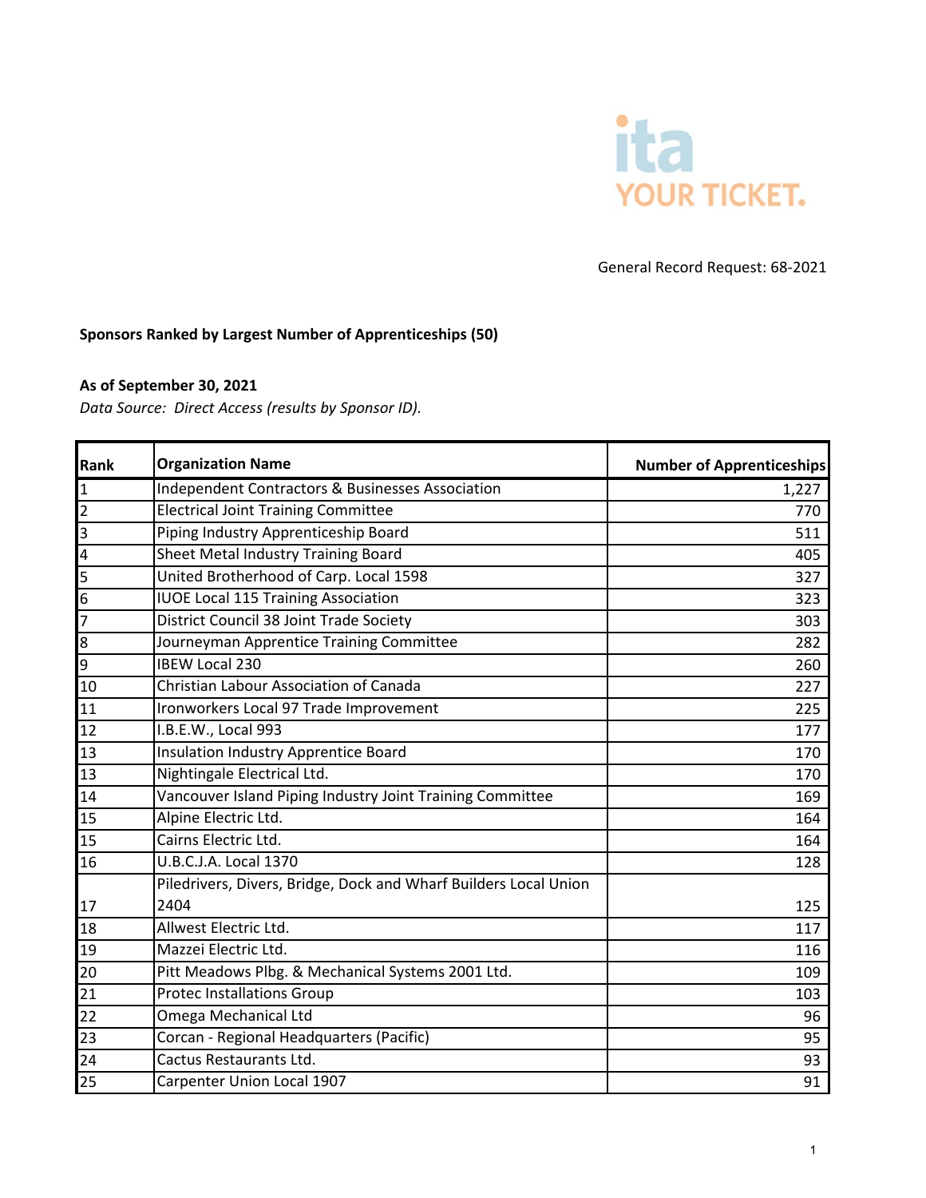ita
YOUR TICKET.

General Record Request: 68-2021

**Sponsors Ranked by Largest Number of Apprenticeships (50)**

**As of September 30, 2021**

*Data Source: Direct Access (results by Sponsor ID).*

| Rank | Organization Name | Number of Apprenticeships |
|---|---|---|
| 1 | Independent Contractors & Businesses Association | 1,227 |
| 2 | Electrical Joint Training Committee | 770 |
| 3 | Piping Industry Apprenticeship Board | 511 |
| 4 | Sheet Metal Industry Training Board | 405 |
| 5 | United Brotherhood of Carp. Local 1598 | 327 |
| 6 | IUOE Local 115 Training Association | 323 |
| 7 | District Council 38 Joint Trade Society | 303 |
| 8 | Journeyman Apprentice Training Committee | 282 |
| 9 | IBEW Local 230 | 260 |
| 10 | Christian Labour Association of Canada | 227 |
| 11 | Ironworkers Local 97 Trade Improvement | 225 |
| 12 | I.B.E.W., Local 993 | 177 |
| 13 | Insulation Industry Apprentice Board | 170 |
| 13 | Nightingale Electrical Ltd. | 170 |
| 14 | Vancouver Island Piping Industry Joint Training Committee | 169 |
| 15 | Alpine Electric Ltd. | 164 |
| 15 | Cairns Electric Ltd. | 164 |
| 16 | U.B.C.J.A. Local 1370 | 128 |
| 17 | Piledrivers, Divers, Bridge, Dock and Wharf Builders Local Union 2404 | 125 |
| 18 | Allwest Electric Ltd. | 117 |
| 19 | Mazzei Electric Ltd. | 116 |
| 20 | Pitt Meadows Plbg. & Mechanical Systems 2001 Ltd. | 109 |
| 21 | Protec Installations Group | 103 |
| 22 | Omega Mechanical Ltd | 96 |
| 23 | Corcan - Regional Headquarters (Pacific) | 95 |
| 24 | Cactus Restaurants Ltd. | 93 |
| 25 | Carpenter Union Local 1907 | 91 |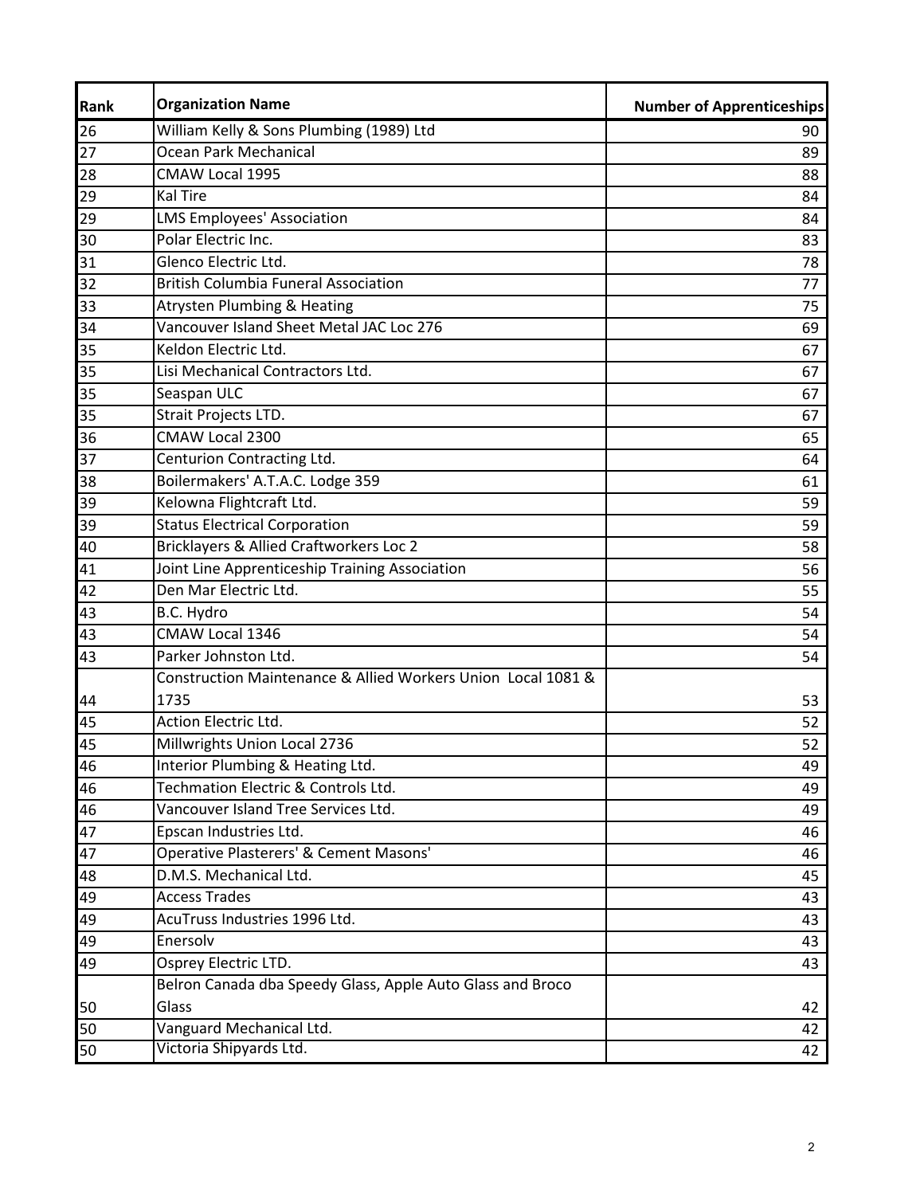| Rank | Organization Name | Number of Apprenticeships |
|---|---|---|
| 26 | William Kelly & Sons Plumbing (1989) Ltd | 90 |
| 27 | Ocean Park Mechanical | 89 |
| 28 | CMAW Local 1995 | 88 |
| 29 | Kal Tire | 84 |
| 29 | LMS Employees' Association | 84 |
| 30 | Polar Electric Inc. | 83 |
| 31 | Glenco Electric Ltd. | 78 |
| 32 | British Columbia Funeral Association | 77 |
| 33 | Atrysten Plumbing & Heating | 75 |
| 34 | Vancouver Island Sheet Metal JAC Loc 276 | 69 |
| 35 | Keldon Electric Ltd. | 67 |
| 35 | Lisi Mechanical Contractors Ltd. | 67 |
| 35 | Seaspan ULC | 67 |
| 35 | Strait Projects LTD. | 67 |
| 36 | CMAW Local 2300 | 65 |
| 37 | Centurion Contracting Ltd. | 64 |
| 38 | Boilermakers' A.T.A.C. Lodge 359 | 61 |
| 39 | Kelowna Flightcraft Ltd. | 59 |
| 39 | Status Electrical Corporation | 59 |
| 40 | Bricklayers & Allied Craftworkers Loc 2 | 58 |
| 41 | Joint Line Apprenticeship Training Association | 56 |
| 42 | Den Mar Electric Ltd. | 55 |
| 43 | B.C. Hydro | 54 |
| 43 | CMAW Local 1346 | 54 |
| 43 | Parker Johnston Ltd. | 54 |
| 44 | Construction Maintenance & Allied Workers Union Local 1081 & 1735 | 53 |
| 45 | Action Electric Ltd. | 52 |
| 45 | Millwrights Union Local 2736 | 52 |
| 46 | Interior Plumbing & Heating Ltd. | 49 |
| 46 | Techmation Electric & Controls Ltd. | 49 |
| 46 | Vancouver Island Tree Services Ltd. | 49 |
| 47 | Epscan Industries Ltd. | 46 |
| 47 | Operative Plasterers' & Cement Masons' | 46 |
| 48 | D.M.S. Mechanical Ltd. | 45 |
| 49 | Access Trades | 43 |
| 49 | AcuTruss Industries 1996 Ltd. | 43 |
| 49 | Enersolv | 43 |
| 49 | Osprey Electric LTD. | 43 |
| 50 | Belron Canada dba Speedy Glass, Apple Auto Glass and Broco Glass | 42 |
| 50 | Vanguard Mechanical Ltd. | 42 |
| 50 | Victoria Shipyards Ltd. | 42 |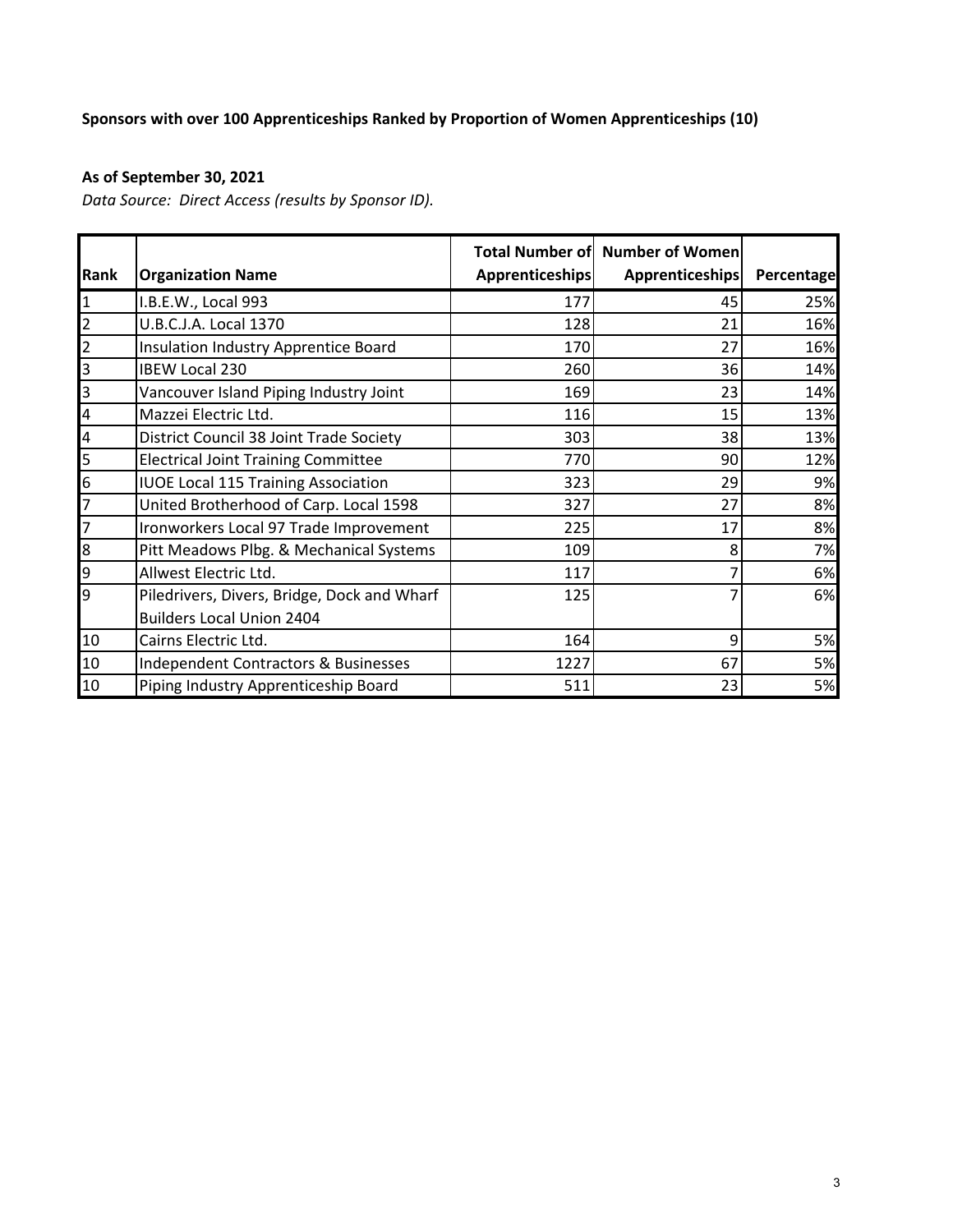**Sponsors with over 100 Apprenticeships Ranked by Proportion of Women Apprenticeships (10)**

**As of September 30, 2021**

*Data Source: Direct Access (results by Sponsor ID).*

| Rank | Organization Name | Total Number of Apprenticeships | Number of Women Apprenticeships | Percentage |
|---|---|---|---|---|
| 1 | I.B.E.W., Local 993 | 177 | 45 | 25% |
| 2 | U.B.C.J.A. Local 1370 | 128 | 21 | 16% |
| 2 | Insulation Industry Apprentice Board | 170 | 27 | 16% |
| 3 | IBEW Local 230 | 260 | 36 | 14% |
| 3 | Vancouver Island Piping Industry Joint | 169 | 23 | 14% |
| 4 | Mazzei Electric Ltd. | 116 | 15 | 13% |
| 4 | District Council 38 Joint Trade Society | 303 | 38 | 13% |
| 5 | Electrical Joint Training Committee | 770 | 90 | 12% |
| 6 | IUOE Local 115 Training Association | 323 | 29 | 9% |
| 7 | United Brotherhood of Carp. Local 1598 | 327 | 27 | 8% |
| 7 | Ironworkers Local 97 Trade Improvement | 225 | 17 | 8% |
| 8 | Pitt Meadows Plbg. & Mechanical Systems | 109 | 8 | 7% |
| 9 | Allwest Electric Ltd. | 117 | 7 | 6% |
| 9 | Piledrivers, Divers, Bridge, Dock and Wharf Builders Local Union 2404 | 125 | 7 | 6% |
| 10 | Cairns Electric Ltd. | 164 | 9 | 5% |
| 10 | Independent Contractors & Businesses | 1227 | 67 | 5% |
| 10 | Piping Industry Apprenticeship Board | 511 | 23 | 5% |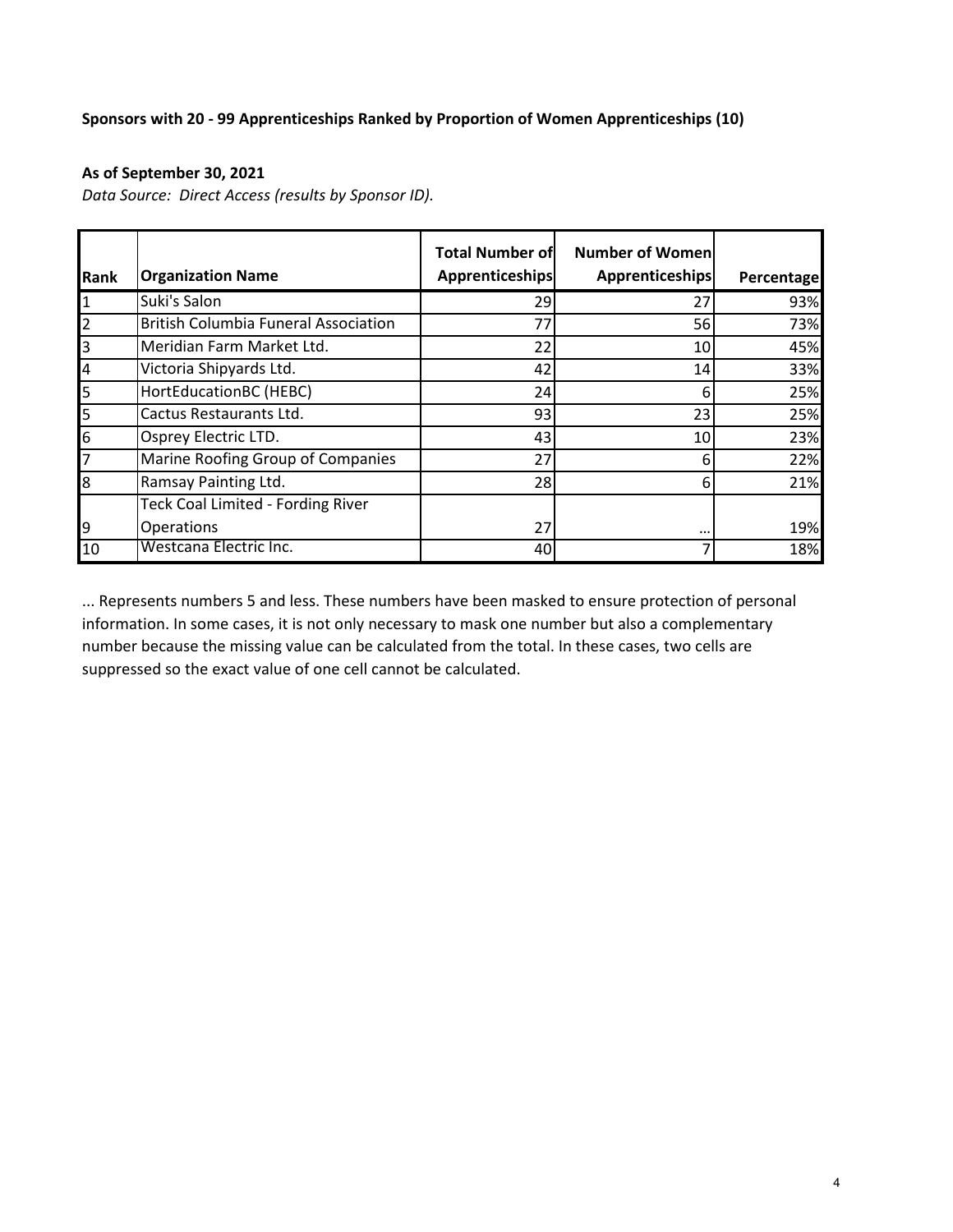**Sponsors with 20 - 99 Apprenticeships Ranked by Proportion of Women Apprenticeships (10)**

**As of September 30, 2021**

*Data Source: Direct Access (results by Sponsor ID).*

| Rank | Organization Name | Total Number of Apprenticeships | Number of Women Apprenticeships | Percentage |
|---|---|---|---|---|
| 1 | Suki's Salon | 29 | 27 | 93% |
| 2 | British Columbia Funeral Association | 77 | 56 | 73% |
| 3 | Meridian Farm Market Ltd. | 22 | 10 | 45% |
| 4 | Victoria Shipyards Ltd. | 42 | 14 | 33% |
| 5 | HortEducationBC (HEBC) | 24 | 6 | 25% |
| 5 | Cactus Restaurants Ltd. | 93 | 23 | 25% |
| 6 | Osprey Electric LTD. | 43 | 10 | 23% |
| 7 | Marine Roofing Group of Companies | 27 | 6 | 22% |
| 8 | Ramsay Painting Ltd. | 28 | 6 | 21% |
| 9 | Teck Coal Limited - Fording River Operations | 27 | ... | 19% |
| 10 | Westcana Electric Inc. | 40 | 7 | 18% |

... Represents numbers 5 and less. These numbers have been masked to ensure protection of personal information. In some cases, it is not only necessary to mask one number but also a complementary number because the missing value can be calculated from the total. In these cases, two cells are suppressed so the exact value of one cell cannot be calculated.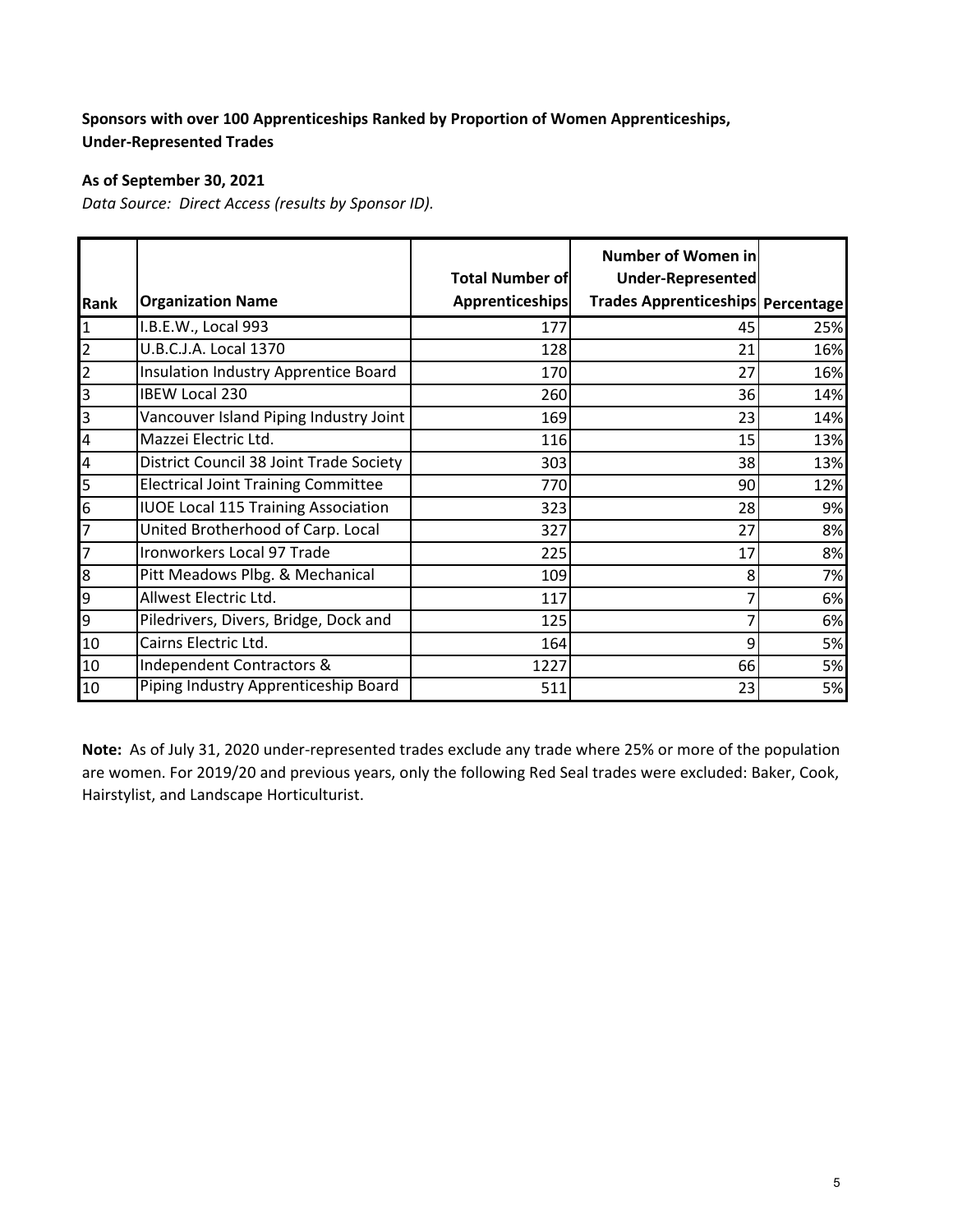**Sponsors with over 100 Apprenticeships Ranked by Proportion of Women Apprenticeships, Under-Represented Trades**

**As of September 30, 2021**

*Data Source: Direct Access (results by Sponsor ID).*

| Rank | Organization Name | Total Number of Apprenticeships | Number of Women in Under-Represented Trades Apprenticeships | Percentage |
|---|---|---|---|---|
| 1 | I.B.E.W., Local 993 | 177 | 45 | 25% |
| 2 | U.B.C.J.A. Local 1370 | 128 | 21 | 16% |
| 2 | Insulation Industry Apprentice Board | 170 | 27 | 16% |
| 3 | IBEW Local 230 | 260 | 36 | 14% |
| 3 | Vancouver Island Piping Industry Joint | 169 | 23 | 14% |
| 4 | Mazzei Electric Ltd. | 116 | 15 | 13% |
| 4 | District Council 38 Joint Trade Society | 303 | 38 | 13% |
| 5 | Electrical Joint Training Committee | 770 | 90 | 12% |
| 6 | IUOE Local 115 Training Association | 323 | 28 | 9% |
| 7 | United Brotherhood of Carp. Local | 327 | 27 | 8% |
| 7 | Ironworkers Local 97 Trade | 225 | 17 | 8% |
| 8 | Pitt Meadows Plbg. & Mechanical | 109 | 8 | 7% |
| 9 | Allwest Electric Ltd. | 117 | 7 | 6% |
| 9 | Piledrivers, Divers, Bridge, Dock and | 125 | 7 | 6% |
| 10 | Cairns Electric Ltd. | 164 | 9 | 5% |
| 10 | Independent Contractors & | 1227 | 66 | 5% |
| 10 | Piping Industry Apprenticeship Board | 511 | 23 | 5% |

**Note:** As of July 31, 2020 under-represented trades exclude any trade where 25% or more of the population are women. For 2019/20 and previous years, only the following Red Seal trades were excluded: Baker, Cook, Hairstylist, and Landscape Horticulturist.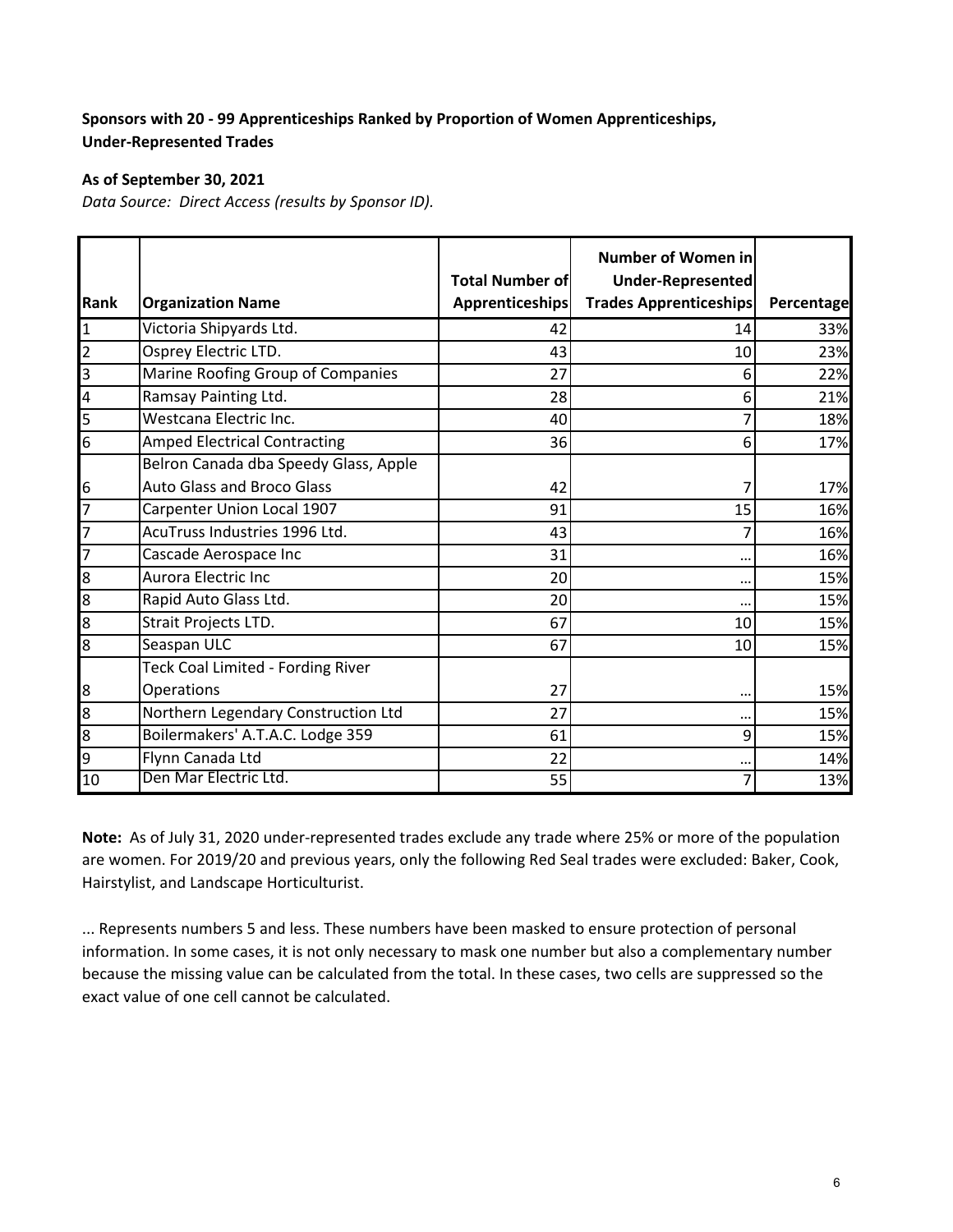**Sponsors with 20 - 99 Apprenticeships Ranked by Proportion of Women Apprenticeships, Under-Represented Trades**

**As of September 30, 2021**

*Data Source: Direct Access (results by Sponsor ID).*

| Rank | Organization Name | Total Number of Apprenticeships | Number of Women in Under-Represented Trades Apprenticeships | Percentage |
|---|---|---|---|---|
| 1 | Victoria Shipyards Ltd. | 42 | 14 | 33% |
| 2 | Osprey Electric LTD. | 43 | 10 | 23% |
| 3 | Marine Roofing Group of Companies | 27 | 6 | 22% |
| 4 | Ramsay Painting Ltd. | 28 | 6 | 21% |
| 5 | Westcana Electric Inc. | 40 | 7 | 18% |
| 6 | Amped Electrical Contracting | 36 | 6 | 17% |
| 6 | Belron Canada dba Speedy Glass, Apple Auto Glass and Broco Glass | 42 | 7 | 17% |
| 7 | Carpenter Union Local 1907 | 91 | 15 | 16% |
| 7 | AcuTruss Industries 1996 Ltd. | 43 | 7 | 16% |
| 7 | Cascade Aerospace Inc | 31 | … | 16% |
| 8 | Aurora Electric Inc | 20 | … | 15% |
| 8 | Rapid Auto Glass Ltd. | 20 | … | 15% |
| 8 | Strait Projects LTD. | 67 | 10 | 15% |
| 8 | Seaspan ULC | 67 | 10 | 15% |
| 8 | Teck Coal Limited - Fording River Operations | 27 | … | 15% |
| 8 | Northern Legendary Construction Ltd | 27 | … | 15% |
| 8 | Boilermakers' A.T.A.C. Lodge 359 | 61 | 9 | 15% |
| 9 | Flynn Canada Ltd | 22 | … | 14% |
| 10 | Den Mar Electric Ltd. | 55 | 7 | 13% |

**Note:** As of July 31, 2020 under-represented trades exclude any trade where 25% or more of the population are women. For 2019/20 and previous years, only the following Red Seal trades were excluded: Baker, Cook, Hairstylist, and Landscape Horticulturist.

... Represents numbers 5 and less. These numbers have been masked to ensure protection of personal information. In some cases, it is not only necessary to mask one number but also a complementary number because the missing value can be calculated from the total. In these cases, two cells are suppressed so the exact value of one cell cannot be calculated.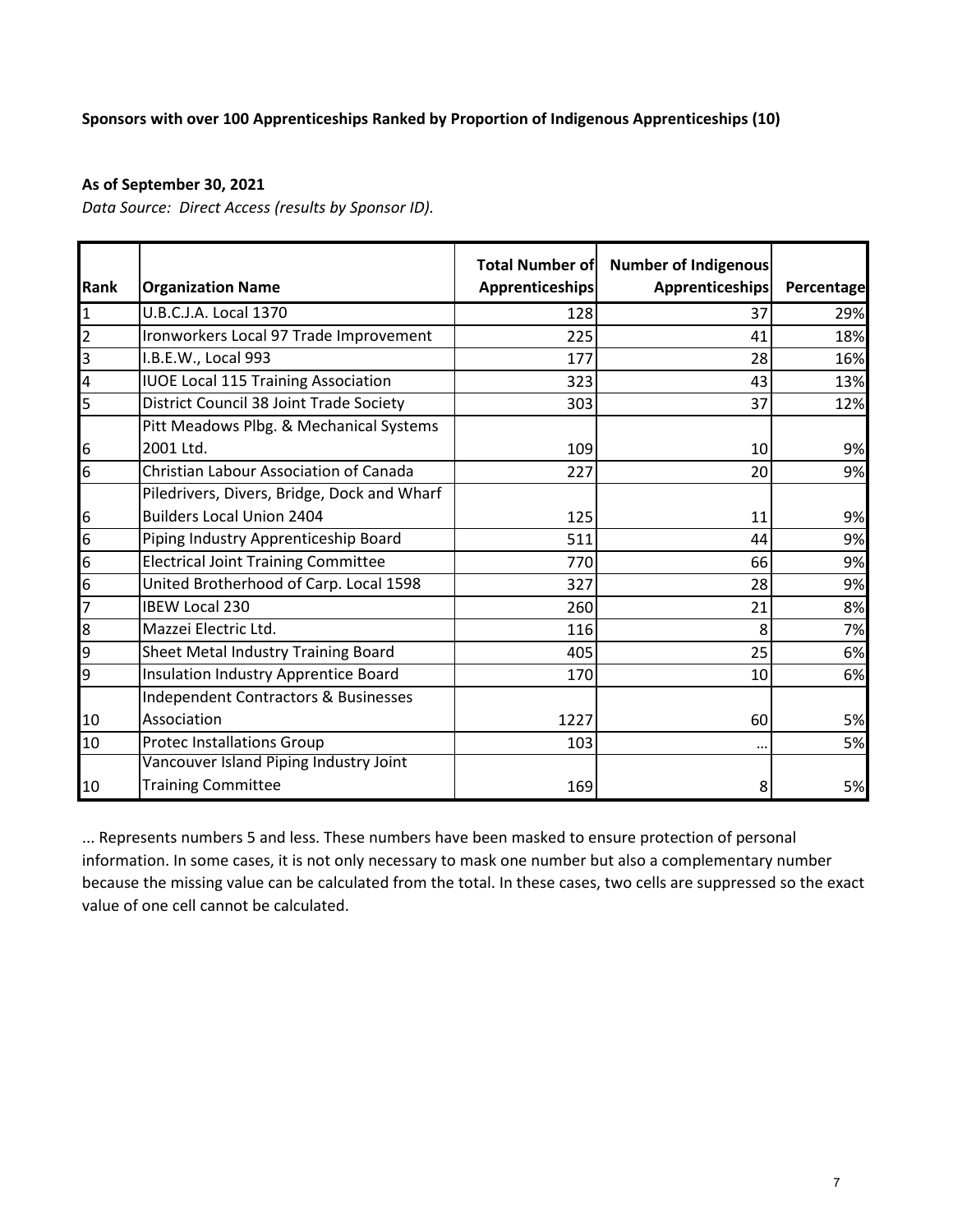**Sponsors with over 100 Apprenticeships Ranked by Proportion of Indigenous Apprenticeships (10)**

**As of September 30, 2021**

*Data Source: Direct Access (results by Sponsor ID).*

| Rank | Organization Name | Total Number of Apprenticeships | Number of Indigenous Apprenticeships | Percentage |
|---|---|---|---|---|
| 1 | U.B.C.J.A. Local 1370 | 128 | 37 | 29% |
| 2 | Ironworkers Local 97 Trade Improvement | 225 | 41 | 18% |
| 3 | I.B.E.W., Local 993 | 177 | 28 | 16% |
| 4 | IUOE Local 115 Training Association | 323 | 43 | 13% |
| 5 | District Council 38 Joint Trade Society | 303 | 37 | 12% |
| 6 | Pitt Meadows Plbg. & Mechanical Systems 2001 Ltd. | 109 | 10 | 9% |
| 6 | Christian Labour Association of Canada | 227 | 20 | 9% |
| 6 | Piledrivers, Divers, Bridge, Dock and Wharf Builders Local Union 2404 | 125 | 11 | 9% |
| 6 | Piping Industry Apprenticeship Board | 511 | 44 | 9% |
| 6 | Electrical Joint Training Committee | 770 | 66 | 9% |
| 6 | United Brotherhood of Carp. Local 1598 | 327 | 28 | 9% |
| 7 | IBEW Local 230 | 260 | 21 | 8% |
| 8 | Mazzei Electric Ltd. | 116 | 8 | 7% |
| 9 | Sheet Metal Industry Training Board | 405 | 25 | 6% |
| 9 | Insulation Industry Apprentice Board | 170 | 10 | 6% |
| 10 | Independent Contractors & Businesses Association | 1227 | 60 | 5% |
| 10 | Protec Installations Group | 103 | ... | 5% |
| 10 | Vancouver Island Piping Industry Joint Training Committee | 169 | 8 | 5% |

... Represents numbers 5 and less. These numbers have been masked to ensure protection of personal information. In some cases, it is not only necessary to mask one number but also a complementary number because the missing value can be calculated from the total. In these cases, two cells are suppressed so the exact value of one cell cannot be calculated.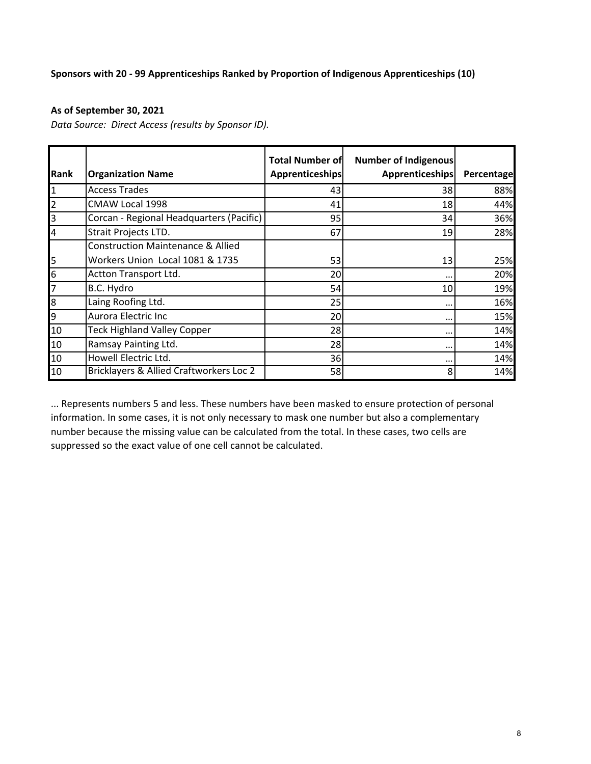**Sponsors with 20 - 99 Apprenticeships Ranked by Proportion of Indigenous Apprenticeships (10)**

**As of September 30, 2021**

*Data Source: Direct Access (results by Sponsor ID).*

| Rank | Organization Name | Total Number of Apprenticeships | Number of Indigenous Apprenticeships | Percentage |
|---|---|---|---|---|
| 1 | Access Trades | 43 | 38 | 88% |
| 2 | CMAW Local 1998 | 41 | 18 | 44% |
| 3 | Corcan - Regional Headquarters (Pacific) | 95 | 34 | 36% |
| 4 | Strait Projects LTD. | 67 | 19 | 28% |
| 5 | Construction Maintenance & Allied Workers Union Local 1081 & 1735 | 53 | 13 | 25% |
| 6 | Actton Transport Ltd. | 20 | … | 20% |
| 7 | B.C. Hydro | 54 | 10 | 19% |
| 8 | Laing Roofing Ltd. | 25 | … | 16% |
| 9 | Aurora Electric Inc | 20 | … | 15% |
| 10 | Teck Highland Valley Copper | 28 | … | 14% |
| 10 | Ramsay Painting Ltd. | 28 | … | 14% |
| 10 | Howell Electric Ltd. | 36 | … | 14% |
| 10 | Bricklayers & Allied Craftworkers Loc 2 | 58 | 8 | 14% |

... Represents numbers 5 and less. These numbers have been masked to ensure protection of personal information. In some cases, it is not only necessary to mask one number but also a complementary number because the missing value can be calculated from the total. In these cases, two cells are suppressed so the exact value of one cell cannot be calculated.